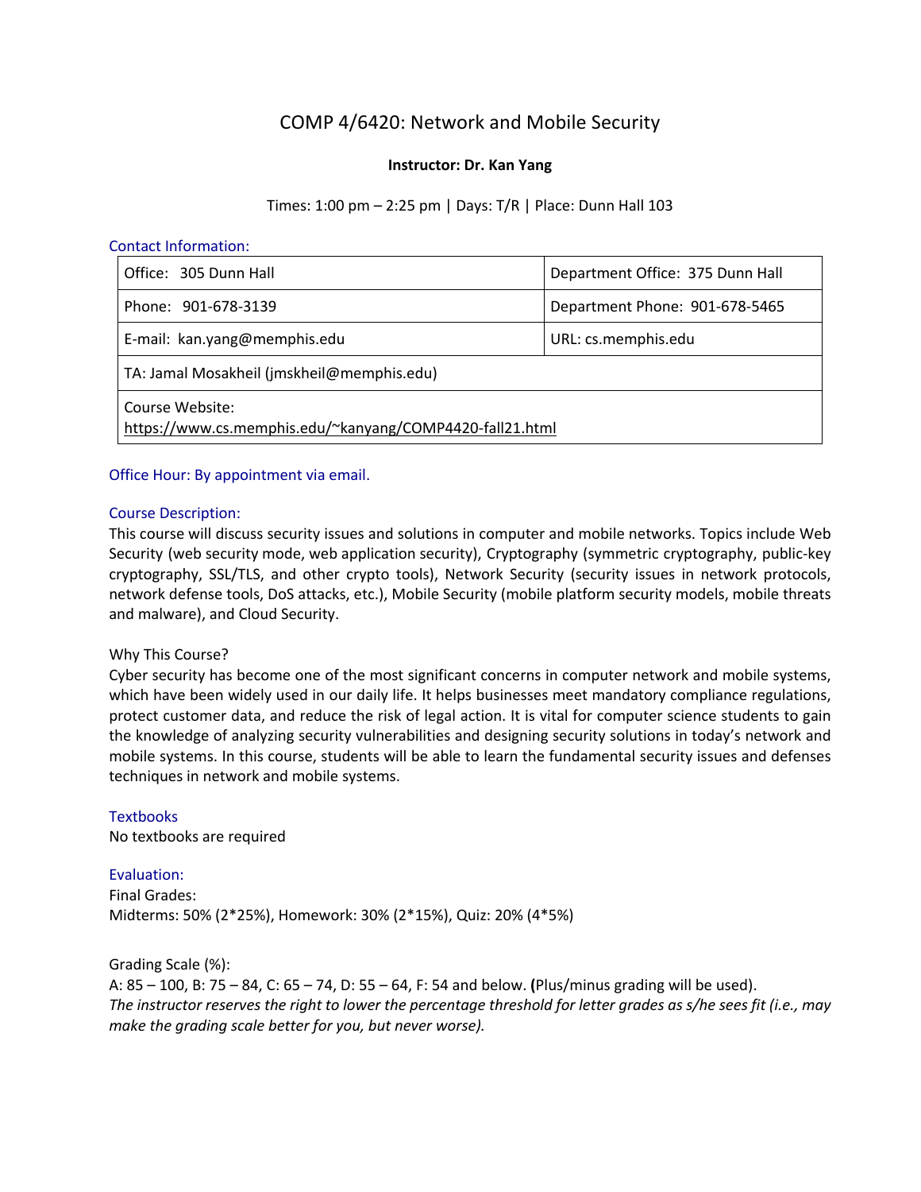# COMP 4/6420: Network and Mobile Security

**Instructor: Dr. Kan Yang**

Times: 1:00 pm – 2:25 pm | Days: T/R | Place: Dunn Hall 103

## Contact Information:

| Office: 305 Dunn Hall | Department Office: 375 Dunn Hall |
|---|---|
| Phone: 901-678-3139 | Department Phone: 901-678-5465 |
| E-mail: kan.yang@memphis.edu | URL: cs.memphis.edu |
| TA: Jamal Mosakheil (jmskheil@memphis.edu) | |
| Course Website: https://www.cs.memphis.edu/~kanyang/COMP4420-fall21.html | |

## Office Hour: By appointment via email.

## Course Description:

This course will discuss security issues and solutions in computer and mobile networks. Topics include Web Security (web security mode, web application security), Cryptography (symmetric cryptography, public-key cryptography, SSL/TLS, and other crypto tools), Network Security (security issues in network protocols, network defense tools, DoS attacks, etc.), Mobile Security (mobile platform security models, mobile threats and malware), and Cloud Security.

Why This Course?

Cyber security has become one of the most significant concerns in computer network and mobile systems, which have been widely used in our daily life. It helps businesses meet mandatory compliance regulations, protect customer data, and reduce the risk of legal action. It is vital for computer science students to gain the knowledge of analyzing security vulnerabilities and designing security solutions in today's network and mobile systems. In this course, students will be able to learn the fundamental security issues and defenses techniques in network and mobile systems.

## Textbooks

No textbooks are required

## Evaluation:

Final Grades:

Midterms: 50% (2*25%), Homework: 30% (2*15%), Quiz: 20% (4*5%)

Grading Scale (%):

A: 85 – 100, B: 75 – 84, C: 65 – 74, D: 55 – 64, F: 54 and below. **(**Plus/minus grading will be used).

*The instructor reserves the right to lower the percentage threshold for letter grades as s/he sees fit (i.e., may make the grading scale better for you, but never worse).*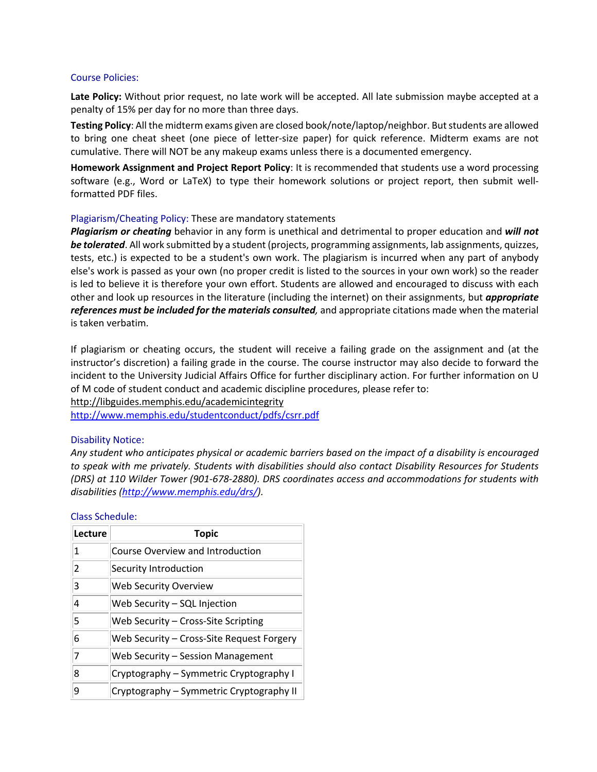## Course Policies:

**Late Policy:** Without prior request, no late work will be accepted. All late submission maybe accepted at a penalty of 15% per day for no more than three days.

**Testing Policy**: All the midterm exams given are closed book/note/laptop/neighbor. But students are allowed to bring one cheat sheet (one piece of letter-size paper) for quick reference. Midterm exams are not cumulative. There will NOT be any makeup exams unless there is a documented emergency.

**Homework Assignment and Project Report Policy**: It is recommended that students use a word processing software (e.g., Word or LaTeX) to type their homework solutions or project report, then submit well-formatted PDF files.

## Plagiarism/Cheating Policy: These are mandatory statements

***Plagiarism or cheating*** behavior in any form is unethical and detrimental to proper education and ***will not be tolerated***. All work submitted by a student (projects, programming assignments, lab assignments, quizzes, tests, etc.) is expected to be a student's own work. The plagiarism is incurred when any part of anybody else's work is passed as your own (no proper credit is listed to the sources in your own work) so the reader is led to believe it is therefore your own effort. Students are allowed and encouraged to discuss with each other and look up resources in the literature (including the internet) on their assignments, but ***appropriate references must be included for the materials consulted,*** and appropriate citations made when the material is taken verbatim.

If plagiarism or cheating occurs, the student will receive a failing grade on the assignment and (at the instructor's discretion) a failing grade in the course. The course instructor may also decide to forward the incident to the University Judicial Affairs Office for further disciplinary action. For further information on U of M code of student conduct and academic discipline procedures, please refer to:
http://libguides.memphis.edu/academicintegrity
http://www.memphis.edu/studentconduct/pdfs/csrr.pdf

## Disability Notice:

*Any student who anticipates physical or academic barriers based on the impact of a disability is encouraged to speak with me privately. Students with disabilities should also contact Disability Resources for Students (DRS) at 110 Wilder Tower (901-678-2880). DRS coordinates access and accommodations for students with disabilities (http://www.memphis.edu/drs/).*

## Class Schedule:

| Lecture | Topic |
|---|---|
| 1 | Course Overview and Introduction |
| 2 | Security Introduction |
| 3 | Web Security Overview |
| 4 | Web Security – SQL Injection |
| 5 | Web Security – Cross-Site Scripting |
| 6 | Web Security – Cross-Site Request Forgery |
| 7 | Web Security – Session Management |
| 8 | Cryptography – Symmetric Cryptography I |
| 9 | Cryptography – Symmetric Cryptography II |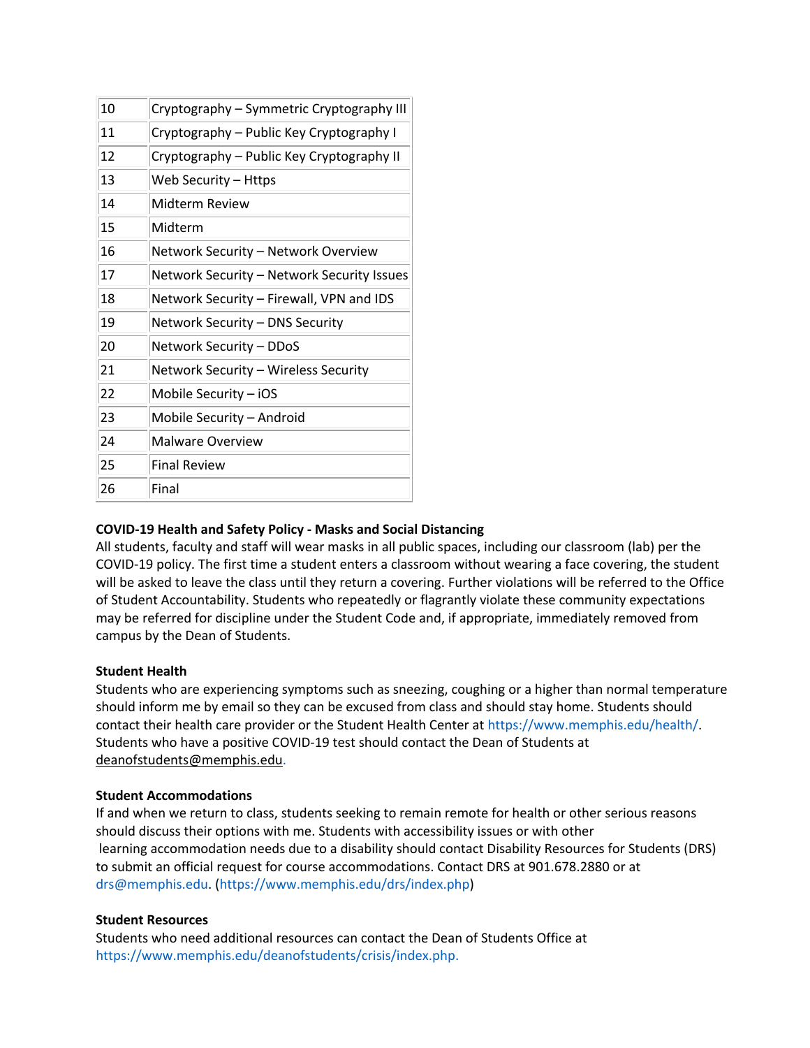| | |
|---|---|
| 10 | Cryptography – Symmetric Cryptography III |
| 11 | Cryptography – Public Key Cryptography I |
| 12 | Cryptography – Public Key Cryptography II |
| 13 | Web Security – Https |
| 14 | Midterm Review |
| 15 | Midterm |
| 16 | Network Security – Network Overview |
| 17 | Network Security – Network Security Issues |
| 18 | Network Security – Firewall, VPN and IDS |
| 19 | Network Security – DNS Security |
| 20 | Network Security – DDoS |
| 21 | Network Security – Wireless Security |
| 22 | Mobile Security – iOS |
| 23 | Mobile Security – Android |
| 24 | Malware Overview |
| 25 | Final Review |
| 26 | Final |

**COVID-19 Health and Safety Policy - Masks and Social Distancing**
All students, faculty and staff will wear masks in all public spaces, including our classroom (lab) per the COVID-19 policy. The first time a student enters a classroom without wearing a face covering, the student will be asked to leave the class until they return a covering. Further violations will be referred to the Office of Student Accountability. Students who repeatedly or flagrantly violate these community expectations may be referred for discipline under the Student Code and, if appropriate, immediately removed from campus by the Dean of Students.

**Student Health**
Students who are experiencing symptoms such as sneezing, coughing or a higher than normal temperature should inform me by email so they can be excused from class and should stay home. Students should contact their health care provider or the Student Health Center at https://www.memphis.edu/health/. Students who have a positive COVID-19 test should contact the Dean of Students at deanofstudents@memphis.edu.

**Student Accommodations**
If and when we return to class, students seeking to remain remote for health or other serious reasons should discuss their options with me. Students with accessibility issues or with other learning accommodation needs due to a disability should contact Disability Resources for Students (DRS) to submit an official request for course accommodations. Contact DRS at 901.678.2880 or at drs@memphis.edu. (https://www.memphis.edu/drs/index.php)

**Student Resources**
Students who need additional resources can contact the Dean of Students Office at https://www.memphis.edu/deanofstudents/crisis/index.php.